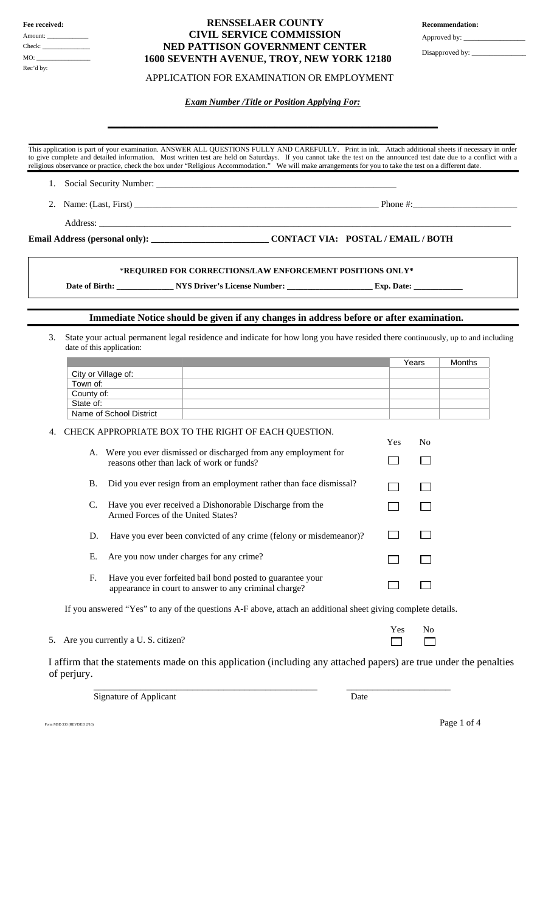Fee received:
Amount: ____________
Check: ______________
MO: ________________
Rec'd by:

# RENSSELAER COUNTY CIVIL SERVICE COMMISSION
## NED PATTISON GOVERNMENT CENTER
## 1600 SEVENTH AVENUE, TROY, NEW YORK 12180

Recommendation:
Approved by: ________________
Disapproved by: ______________

APPLICATION FOR EXAMINATION OR EMPLOYMENT

***Exam Number /Title or Position Applying For:***

______________________________________________________

This application is part of your examination. ANSWER ALL QUESTIONS FULLY AND CAREFULLY. Print in ink. Attach additional sheets if necessary in order to give complete and detailed information. Most written test are held on Saturdays. If you cannot take the test on the announced test date due to a conflict with a religious observance or practice, check the box under "Religious Accommodation." We will make arrangements for you to take the test on a different date.

1. Social Security Number: ______________________________________________

2. Name: (Last, First) ______________________________________________ Phone #:______________________

   Address: ______________________________________________________________________________

**Email Address (personal only): ________________________ CONTACT VIA: POSTAL / EMAIL / BOTH**

**\*REQUIRED FOR CORRECTIONS/LAW ENFORCEMENT POSITIONS ONLY\***

**Date of Birth: _____________ NYS Driver's License Number: ___________________ Exp. Date: ___________**

**Immediate Notice should be given if any changes in address before or after examination.**

3. State your actual permanent legal residence and indicate for how long you have resided there continuously, up to and including date of this application:

| | | Years | Months |
|---|---|---|---|
| City or Village of: | | | |
| Town of: | | | |
| County of: | | | |
| State of: | | | |
| Name of School District | | | |

4. CHECK APPROPRIATE BOX TO THE RIGHT OF EACH QUESTION.

| | Yes | No |
|---|---|---|
| A. Were you ever dismissed or discharged from any employment for reasons other than lack of work or funds? | ☐ | ☐ |
| B. Did you ever resign from an employment rather than face dismissal? | ☐ | ☐ |
| C. Have you ever received a Dishonorable Discharge from the Armed Forces of the United States? | ☐ | ☐ |
| D. Have you ever been convicted of any crime (felony or misdemeanor)? | ☐ | ☐ |
| E. Are you now under charges for any crime? | ☐ | ☐ |
| F. Have you ever forfeited bail bond posted to guarantee your appearance in court to answer to any criminal charge? | ☐ | ☐ |

If you answered "Yes" to any of the questions A-F above, attach an additional sheet giving complete details.

| | Yes | No |
|---|---|---|
| 5. Are you currently a U. S. citizen? | ☐ | ☐ |

I affirm that the statements made on this application (including any attached papers) are true under the penalties of perjury.

______________________________________ ______________________
Signature of Applicant Date

Form MSD 330 (REVISED 2/16)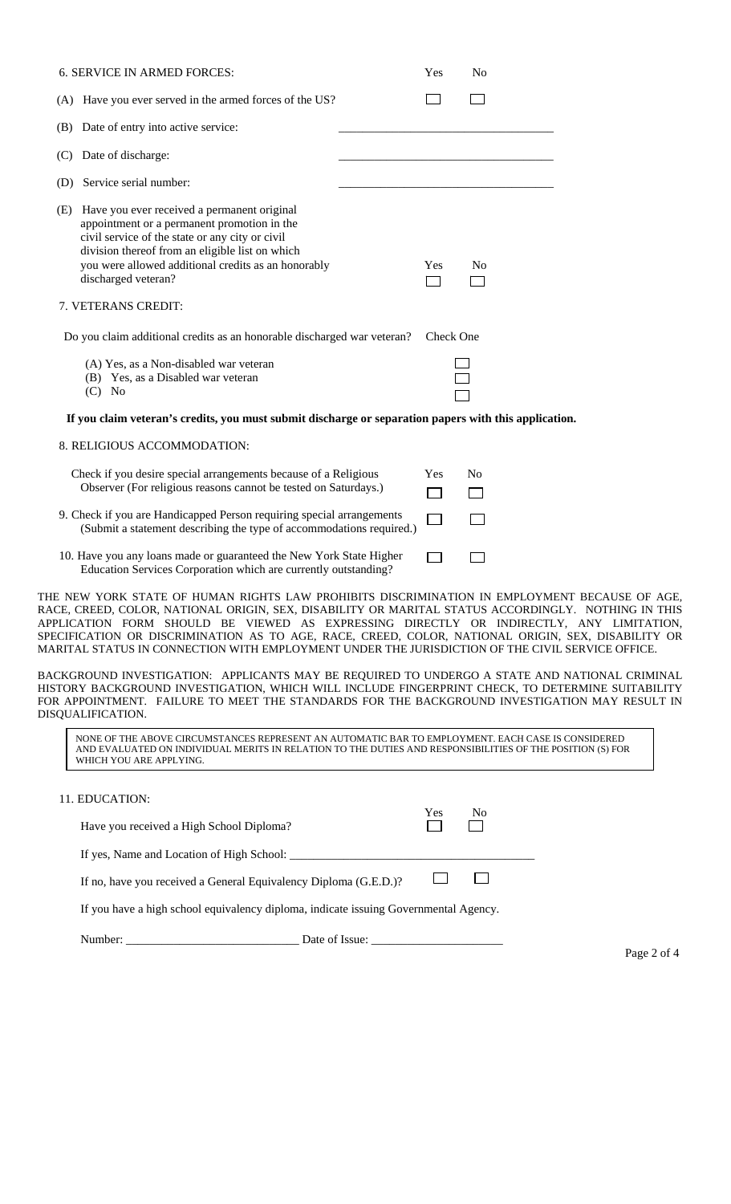6. SERVICE IN ARMED FORCES:

| | Yes | No |
|---|---|---|
| (A) Have you ever served in the armed forces of the US? | ☐ | ☐ |

(B) Date of entry into active service: ______________________________

(C) Date of discharge: ______________________________

(D) Service serial number: ______________________________

| | Yes | No |
|---|---|---|
| (E) Have you ever received a permanent original appointment or a permanent promotion in the civil service of the state or any city or civil division thereof from an eligible list on which you were allowed additional credits as an honorably discharged veteran? | ☐ | ☐ |

7. VETERANS CREDIT:

Do you claim additional credits as an honorable discharged war veteran? Check One

(A) Yes, as a Non-disabled war veteran ☐
(B) Yes, as a Disabled war veteran ☐
(C) No ☐

**If you claim veteran's credits, you must submit discharge or separation papers with this application.**

8. RELIGIOUS ACCOMMODATION:

| | Yes | No |
|---|---|---|
| Check if you desire special arrangements because of a Religious Observer (For religious reasons cannot be tested on Saturdays.) | ☐ | ☐ |
| 9. Check if you are Handicapped Person requiring special arrangements (Submit a statement describing the type of accommodations required.) | ☐ | ☐ |
| 10. Have you any loans made or guaranteed the New York State Higher Education Services Corporation which are currently outstanding? | ☐ | ☐ |

THE NEW YORK STATE OF HUMAN RIGHTS LAW PROHIBITS DISCRIMINATION IN EMPLOYMENT BECAUSE OF AGE, RACE, CREED, COLOR, NATIONAL ORIGIN, SEX, DISABILITY OR MARITAL STATUS ACCORDINGLY. NOTHING IN THIS APPLICATION FORM SHOULD BE VIEWED AS EXPRESSING DIRECTLY OR INDIRECTLY, ANY LIMITATION, SPECIFICATION OR DISCRIMINATION AS TO AGE, RACE, CREED, COLOR, NATIONAL ORIGIN, SEX, DISABILITY OR MARITAL STATUS IN CONNECTION WITH EMPLOYMENT UNDER THE JURISDICTION OF THE CIVIL SERVICE OFFICE.

BACKGROUND INVESTIGATION: APPLICANTS MAY BE REQUIRED TO UNDERGO A STATE AND NATIONAL CRIMINAL HISTORY BACKGROUND INVESTIGATION, WHICH WILL INCLUDE FINGERPRINT CHECK, TO DETERMINE SUITABILITY FOR APPOINTMENT. FAILURE TO MEET THE STANDARDS FOR THE BACKGROUND INVESTIGATION MAY RESULT IN DISQUALIFICATION.

NONE OF THE ABOVE CIRCUMSTANCES REPRESENT AN AUTOMATIC BAR TO EMPLOYMENT. EACH CASE IS CONSIDERED AND EVALUATED ON INDIVIDUAL MERITS IN RELATION TO THE DUTIES AND RESPONSIBILITIES OF THE POSITION (S) FOR WHICH YOU ARE APPLYING.

11. EDUCATION:

| | Yes | No |
|---|---|---|
| Have you received a High School Diploma? | ☐ | ☐ |

If yes, Name and Location of High School: ______________________________

| | | |
|---|---|---|
| If no, have you received a General Equivalency Diploma (G.E.D.)? | ☐ | ☐ |

If you have a high school equivalency diploma, indicate issuing Governmental Agency.

Number: ____________________ Date of Issue: ____________________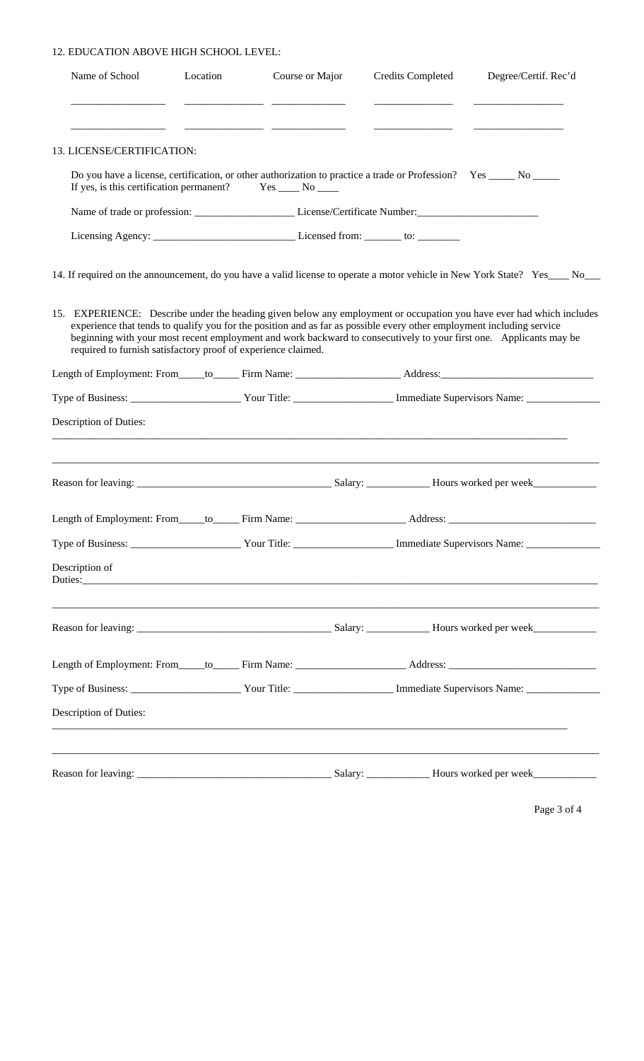12. EDUCATION ABOVE HIGH SCHOOL LEVEL:

| Name of School | Location | Course or Major | Credits Completed | Degree/Certif. Rec'd |
|---|---|---|---|---|
| ________________ | ______________ | _____________ | ______________ | ________________ |
| ________________ | ______________ | _____________ | ______________ | ________________ |

13. LICENSE/CERTIFICATION:

Do you have a license, certification, or other authorization to practice a trade or Profession? Yes _____ No _____
If yes, is this certification permanent? Yes ____ No ____

Name of trade or profession: __________________ License/Certificate Number:______________________

Licensing Agency: __________________________ Licensed from: _______ to: ________

14. If required on the announcement, do you have a valid license to operate a motor vehicle in New York State? Yes____ No___

15. EXPERIENCE: Describe under the heading given below any employment or occupation you have ever had which includes experience that tends to qualify you for the position and as far as possible every other employment including service beginning with your most recent employment and work backward to consecutively to your first one. Applicants may be required to furnish satisfactory proof of experience claimed.

Length of Employment: From_____to_____ Firm Name: ___________________ Address:___________________________

Type of Business: ____________________ Your Title: __________________ Immediate Supervisors Name: _____________

Description of Duties:

_____________________________________________________________________________________________

_____________________________________________________________________________________________

Reason for leaving: ___________________________________ Salary: ___________ Hours worked per week___________

Length of Employment: From_____to_____ Firm Name: ____________________ Address: ___________________________

Type of Business: ____________________ Your Title: __________________ Immediate Supervisors Name: _____________

Description of Duties:_____________________________________________________________________________________

_____________________________________________________________________________________________

Reason for leaving: ___________________________________ Salary: ___________ Hours worked per week___________

Length of Employment: From_____to_____ Firm Name: ____________________ Address: ___________________________

Type of Business: ____________________ Your Title: __________________ Immediate Supervisors Name: _____________

Description of Duties:

_____________________________________________________________________________________________

_____________________________________________________________________________________________

Reason for leaving: ___________________________________ Salary: ___________ Hours worked per week___________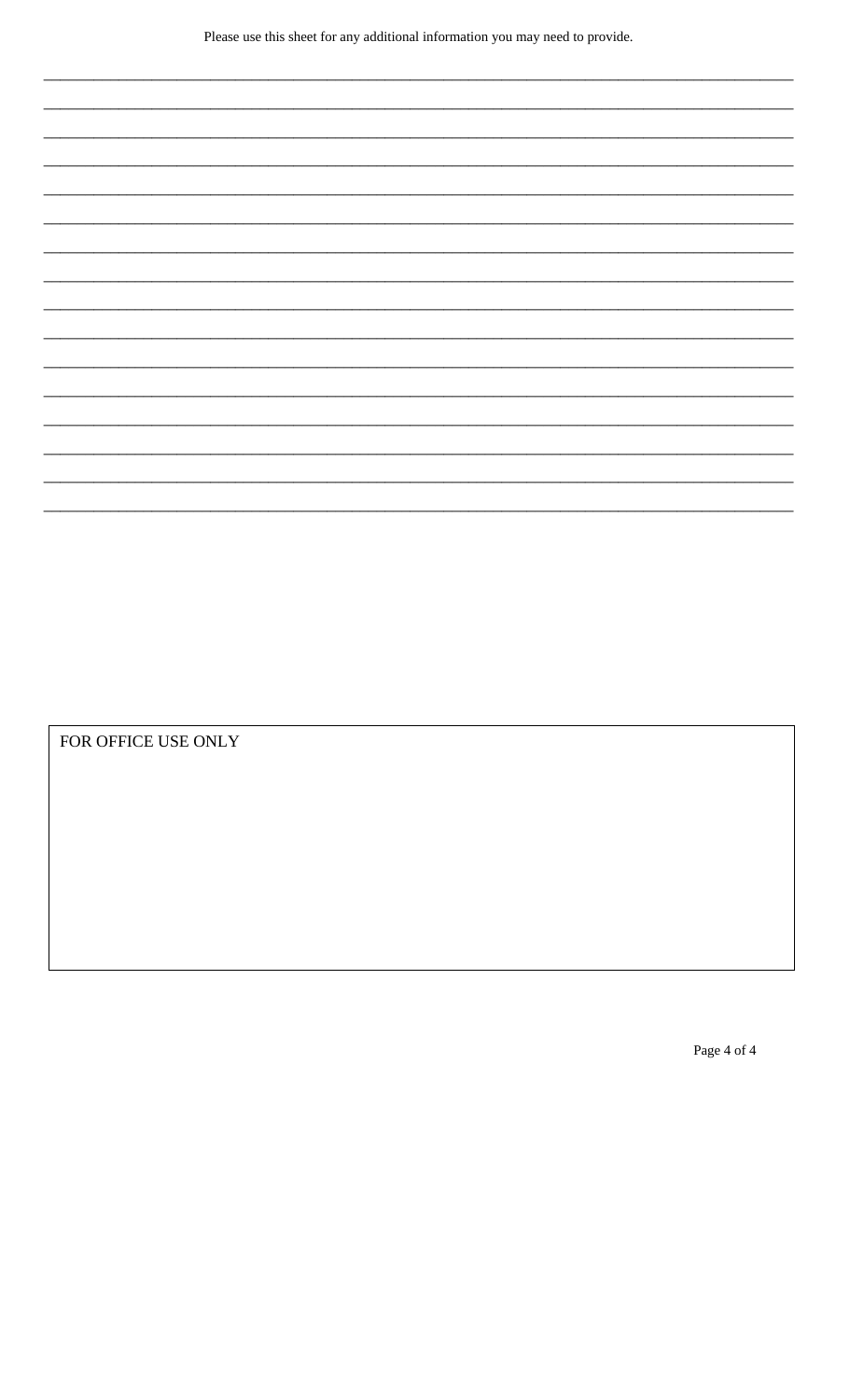Please use this sheet for any additional information you may need to provide.

\_\_\_\_\_\_\_\_\_\_\_\_\_\_\_\_\_\_\_\_\_\_\_\_\_\_\_\_\_\_\_\_\_\_\_\_\_\_\_\_\_\_\_\_\_\_\_\_\_\_\_\_\_\_\_\_\_\_\_\_\_\_\_\_\_\_\_\_\_\_\_\_\_\_\_\_\_\_

\_\_\_\_\_\_\_\_\_\_\_\_\_\_\_\_\_\_\_\_\_\_\_\_\_\_\_\_\_\_\_\_\_\_\_\_\_\_\_\_\_\_\_\_\_\_\_\_\_\_\_\_\_\_\_\_\_\_\_\_\_\_\_\_\_\_\_\_\_\_\_\_\_\_\_\_\_\_

\_\_\_\_\_\_\_\_\_\_\_\_\_\_\_\_\_\_\_\_\_\_\_\_\_\_\_\_\_\_\_\_\_\_\_\_\_\_\_\_\_\_\_\_\_\_\_\_\_\_\_\_\_\_\_\_\_\_\_\_\_\_\_\_\_\_\_\_\_\_\_\_\_\_\_\_\_\_

\_\_\_\_\_\_\_\_\_\_\_\_\_\_\_\_\_\_\_\_\_\_\_\_\_\_\_\_\_\_\_\_\_\_\_\_\_\_\_\_\_\_\_\_\_\_\_\_\_\_\_\_\_\_\_\_\_\_\_\_\_\_\_\_\_\_\_\_\_\_\_\_\_\_\_\_\_\_

\_\_\_\_\_\_\_\_\_\_\_\_\_\_\_\_\_\_\_\_\_\_\_\_\_\_\_\_\_\_\_\_\_\_\_\_\_\_\_\_\_\_\_\_\_\_\_\_\_\_\_\_\_\_\_\_\_\_\_\_\_\_\_\_\_\_\_\_\_\_\_\_\_\_\_\_\_\_

\_\_\_\_\_\_\_\_\_\_\_\_\_\_\_\_\_\_\_\_\_\_\_\_\_\_\_\_\_\_\_\_\_\_\_\_\_\_\_\_\_\_\_\_\_\_\_\_\_\_\_\_\_\_\_\_\_\_\_\_\_\_\_\_\_\_\_\_\_\_\_\_\_\_\_\_\_\_

\_\_\_\_\_\_\_\_\_\_\_\_\_\_\_\_\_\_\_\_\_\_\_\_\_\_\_\_\_\_\_\_\_\_\_\_\_\_\_\_\_\_\_\_\_\_\_\_\_\_\_\_\_\_\_\_\_\_\_\_\_\_\_\_\_\_\_\_\_\_\_\_\_\_\_\_\_\_

\_\_\_\_\_\_\_\_\_\_\_\_\_\_\_\_\_\_\_\_\_\_\_\_\_\_\_\_\_\_\_\_\_\_\_\_\_\_\_\_\_\_\_\_\_\_\_\_\_\_\_\_\_\_\_\_\_\_\_\_\_\_\_\_\_\_\_\_\_\_\_\_\_\_\_\_\_\_

\_\_\_\_\_\_\_\_\_\_\_\_\_\_\_\_\_\_\_\_\_\_\_\_\_\_\_\_\_\_\_\_\_\_\_\_\_\_\_\_\_\_\_\_\_\_\_\_\_\_\_\_\_\_\_\_\_\_\_\_\_\_\_\_\_\_\_\_\_\_\_\_\_\_\_\_\_\_

\_\_\_\_\_\_\_\_\_\_\_\_\_\_\_\_\_\_\_\_\_\_\_\_\_\_\_\_\_\_\_\_\_\_\_\_\_\_\_\_\_\_\_\_\_\_\_\_\_\_\_\_\_\_\_\_\_\_\_\_\_\_\_\_\_\_\_\_\_\_\_\_\_\_\_\_\_\_

\_\_\_\_\_\_\_\_\_\_\_\_\_\_\_\_\_\_\_\_\_\_\_\_\_\_\_\_\_\_\_\_\_\_\_\_\_\_\_\_\_\_\_\_\_\_\_\_\_\_\_\_\_\_\_\_\_\_\_\_\_\_\_\_\_\_\_\_\_\_\_\_\_\_\_\_\_\_

\_\_\_\_\_\_\_\_\_\_\_\_\_\_\_\_\_\_\_\_\_\_\_\_\_\_\_\_\_\_\_\_\_\_\_\_\_\_\_\_\_\_\_\_\_\_\_\_\_\_\_\_\_\_\_\_\_\_\_\_\_\_\_\_\_\_\_\_\_\_\_\_\_\_\_\_\_\_

\_\_\_\_\_\_\_\_\_\_\_\_\_\_\_\_\_\_\_\_\_\_\_\_\_\_\_\_\_\_\_\_\_\_\_\_\_\_\_\_\_\_\_\_\_\_\_\_\_\_\_\_\_\_\_\_\_\_\_\_\_\_\_\_\_\_\_\_\_\_\_\_\_\_\_\_\_\_

\_\_\_\_\_\_\_\_\_\_\_\_\_\_\_\_\_\_\_\_\_\_\_\_\_\_\_\_\_\_\_\_\_\_\_\_\_\_\_\_\_\_\_\_\_\_\_\_\_\_\_\_\_\_\_\_\_\_\_\_\_\_\_\_\_\_\_\_\_\_\_\_\_\_\_\_\_\_

\_\_\_\_\_\_\_\_\_\_\_\_\_\_\_\_\_\_\_\_\_\_\_\_\_\_\_\_\_\_\_\_\_\_\_\_\_\_\_\_\_\_\_\_\_\_\_\_\_\_\_\_\_\_\_\_\_\_\_\_\_\_\_\_\_\_\_\_\_\_\_\_\_\_\_\_\_\_

\_\_\_\_\_\_\_\_\_\_\_\_\_\_\_\_\_\_\_\_\_\_\_\_\_\_\_\_\_\_\_\_\_\_\_\_\_\_\_\_\_\_\_\_\_\_\_\_\_\_\_\_\_\_\_\_\_\_\_\_\_\_\_\_\_\_\_\_\_\_\_\_\_\_\_\_\_\_

| FOR OFFICE USE ONLY |
| --- |
| |